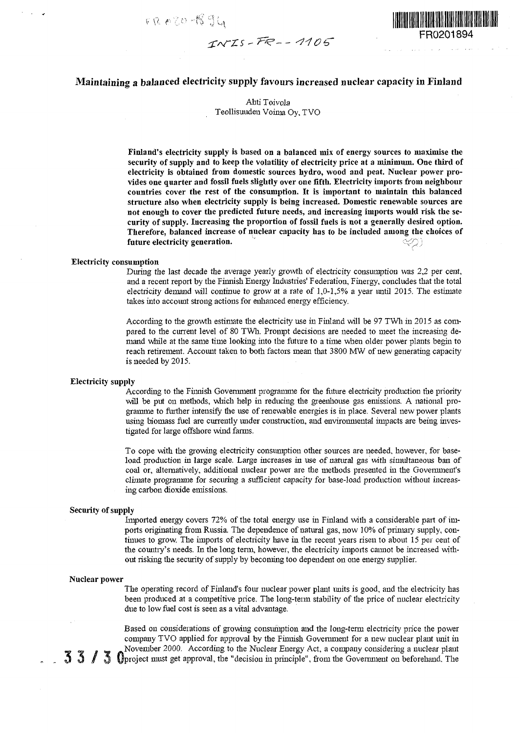# Maintaining a balanced electricity supply favours increased nuclear capacity in Finland

Ahti Toivola
Teollisuuden Voima Oy, TVO

**Finland's electricity supply is based on a balanced mix of energy sources to maximise the security of supply and to keep the volatility of electricity price at a minimum. One third of electricity is obtained from domestic sources hydro, wood and peat. Nuclear power provides one quarter and fossil fuels slightly over one fifth. Electricity imports from neighbour countries cover the rest of the consumption. It is important to maintain this balanced structure also when electricity supply is being increased. Domestic renewable sources are not enough to cover the predicted future needs, and increasing imports would risk the security of supply. Increasing the proportion of fossil fuels is not a generally desired option. Therefore, balanced increase of nuclear capacity has to be included among the choices of future electricity generation.**

## Electricity consumption

During the last decade the average yearly growth of electricity consumption was 2,2 per cent, and a recent report by the Finnish Energy Industries' Federation, Finergy, concludes that the total electricity demand will continue to grow at a rate of 1,0-1,5% a year until 2015. The estimate takes into account strong actions for enhanced energy efficiency.

According to the growth estimate the electricity use in Finland will be 97 TWh in 2015 as compared to the current level of 80 TWh. Prompt decisions are needed to meet the increasing demand while at the same time looking into the future to a time when older power plants begin to reach retirement. Account taken to both factors mean that 3800 MW of new generating capacity is needed by 2015.

## Electricity supply

According to the Finnish Government programme for the future electricity production the priority will be put on methods, which help in reducing the greenhouse gas emissions. A national programme to further intensify the use of renewable energies is in place. Several new power plants using biomass fuel are currently under construction, and environmental impacts are being investigated for large offshore wind farms.

To cope with the growing electricity consumption other sources are needed, however, for base-load production in large scale. Large increases in use of natural gas with simultaneous ban of coal or, alternatively, additional nuclear power are the methods presented in the Government's climate programme for securing a sufficient capacity for base-load production without increasing carbon dioxide emissions.

## Security of supply

Imported energy covers 72% of the total energy use in Finland with a considerable part of imports originating from Russia. The dependence of natural gas, now 10% of primary supply, continues to grow. The imports of electricity have in the recent years risen to about 15 per cent of the country's needs. In the long term, however, the electricity imports cannot be increased without risking the security of supply by becoming too dependent on one energy supplier.

## Nuclear power

The operating record of Finland's four nuclear power plant units is good, and the electricity has been produced at a competitive price. The long-term stability of the price of nuclear electricity due to low fuel cost is seen as a vital advantage.

Based on considerations of growing consumption and the long-term electricity price the power company TVO applied for approval by the Finnish Government for a new nuclear plant unit in November 2000. According to the Nuclear Energy Act, a company considering a nuclear plant project must get approval, the "decision in principle", from the Government on beforehand. The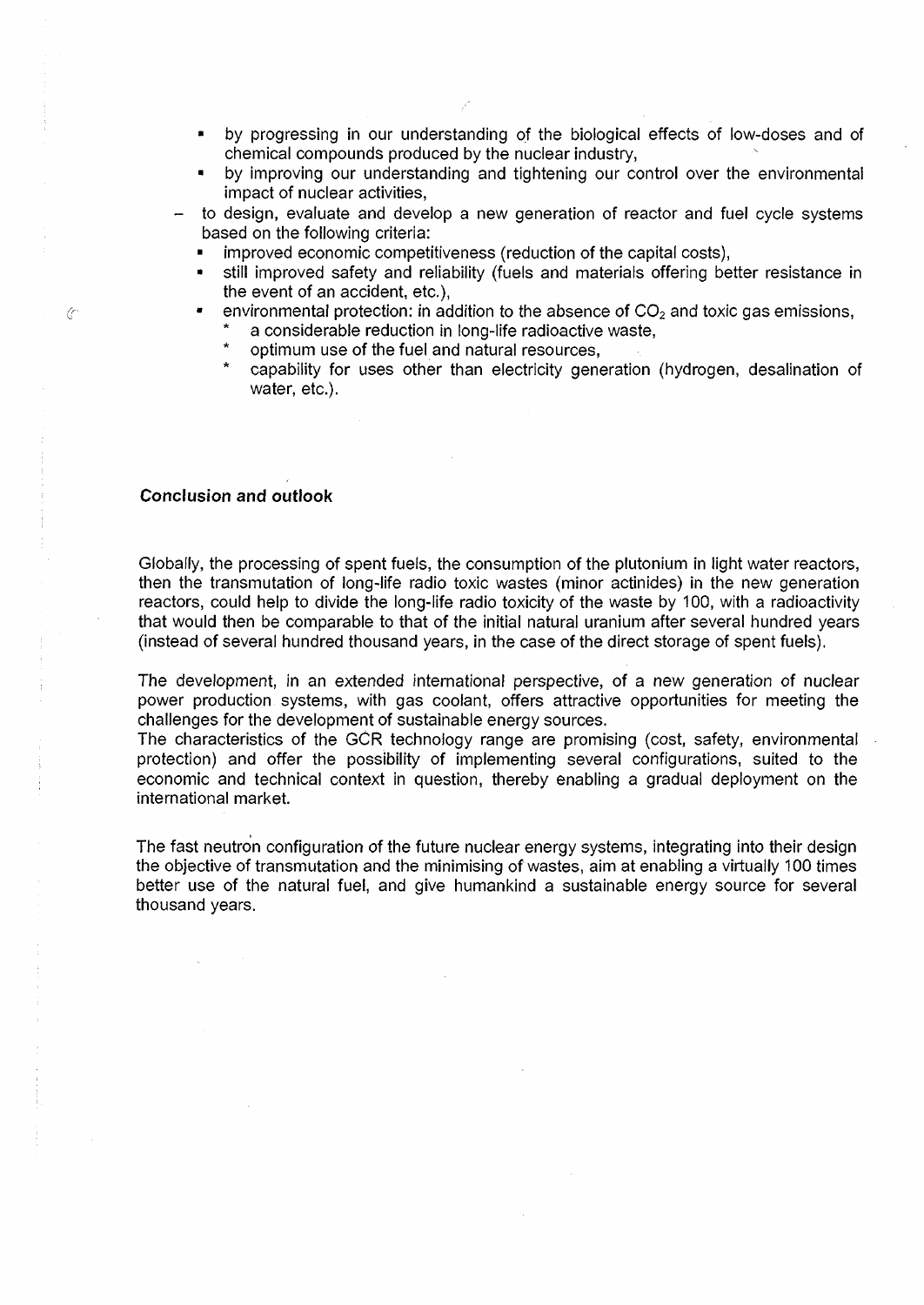- by progressing in our understanding of the biological effects of low-doses and of chemical compounds produced by the nuclear industry,
- by improving our understanding and tightening our control over the environmental impact of nuclear activities,

– to design, evaluate and develop a new generation of reactor and fuel cycle systems based on the following criteria:
  - improved economic competitiveness (reduction of the capital costs),
  - still improved safety and reliability (fuels and materials offering better resistance in the event of an accident, etc.),
  - environmental protection: in addition to the absence of $CO_2$ and toxic gas emissions,
    * a considerable reduction in long-life radioactive waste,
    * optimum use of the fuel and natural resources,
    * capability for uses other than electricity generation (hydrogen, desalination of water, etc.).

**Conclusion and outlook**

Globally, the processing of spent fuels, the consumption of the plutonium in light water reactors, then the transmutation of long-life radio toxic wastes (minor actinides) in the new generation reactors, could help to divide the long-life radio toxicity of the waste by 100, with a radioactivity that would then be comparable to that of the initial natural uranium after several hundred years (instead of several hundred thousand years, in the case of the direct storage of spent fuels).

The development, in an extended international perspective, of a new generation of nuclear power production systems, with gas coolant, offers attractive opportunities for meeting the challenges for the development of sustainable energy sources.
The characteristics of the GCR technology range are promising (cost, safety, environmental protection) and offer the possibility of implementing several configurations, suited to the economic and technical context in question, thereby enabling a gradual deployment on the international market.

The fast neutron configuration of the future nuclear energy systems, integrating into their design the objective of transmutation and the minimising of wastes, aim at enabling a virtually 100 times better use of the natural fuel, and give humankind a sustainable energy source for several thousand years.